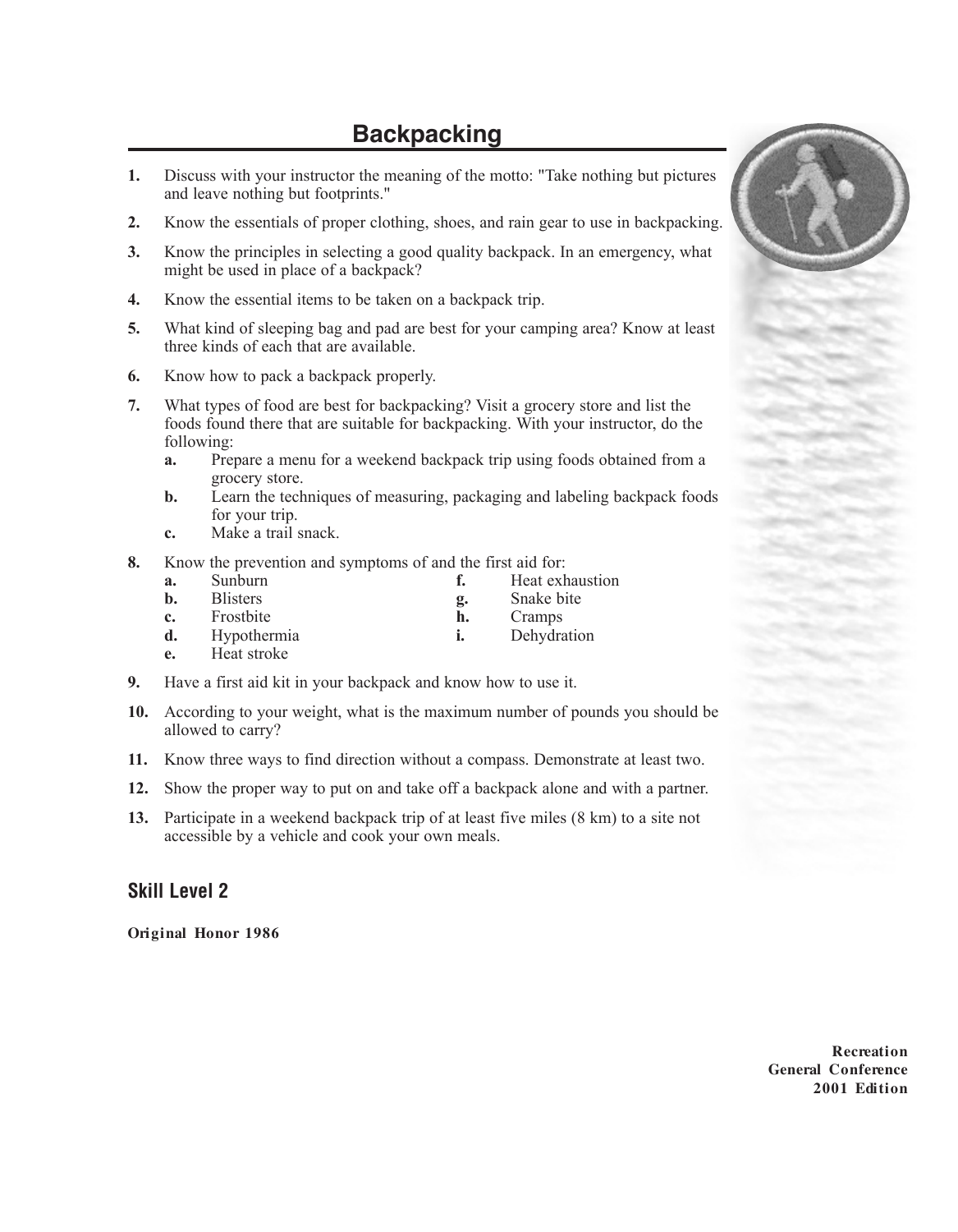# Backpacking

1. Discuss with your instructor the meaning of the motto: "Take nothing but pictures and leave nothing but footprints."

2. Know the essentials of proper clothing, shoes, and rain gear to use in backpacking.

3. Know the principles in selecting a good quality backpack. In an emergency, what might be used in place of a backpack?

4. Know the essential items to be taken on a backpack trip.

5. What kind of sleeping bag and pad are best for your camping area? Know at least three kinds of each that are available.

6. Know how to pack a backpack properly.

7. What types of food are best for backpacking? Visit a grocery store and list the foods found there that are suitable for backpacking. With your instructor, do the following:
   - **a.** Prepare a menu for a weekend backpack trip using foods obtained from a grocery store.
   - **b.** Learn the techniques of measuring, packaging and labeling backpack foods for your trip.
   - **c.** Make a trail snack.

8. Know the prevention and symptoms of and the first aid for:
   - **a.** Sunburn
   - **b.** Blisters
   - **c.** Frostbite
   - **d.** Hypothermia
   - **e.** Heat stroke
   - **f.** Heat exhaustion
   - **g.** Snake bite
   - **h.** Cramps
   - **i.** Dehydration

9. Have a first aid kit in your backpack and know how to use it.

10. According to your weight, what is the maximum number of pounds you should be allowed to carry?

11. Know three ways to find direction without a compass. Demonstrate at least two.

12. Show the proper way to put on and take off a backpack alone and with a partner.

13. Participate in a weekend backpack trip of at least five miles (8 km) to a site not accessible by a vehicle and cook your own meals.

## Skill Level 2

**Original Honor 1986**

**Recreation**
**General Conference**
**2001 Edition**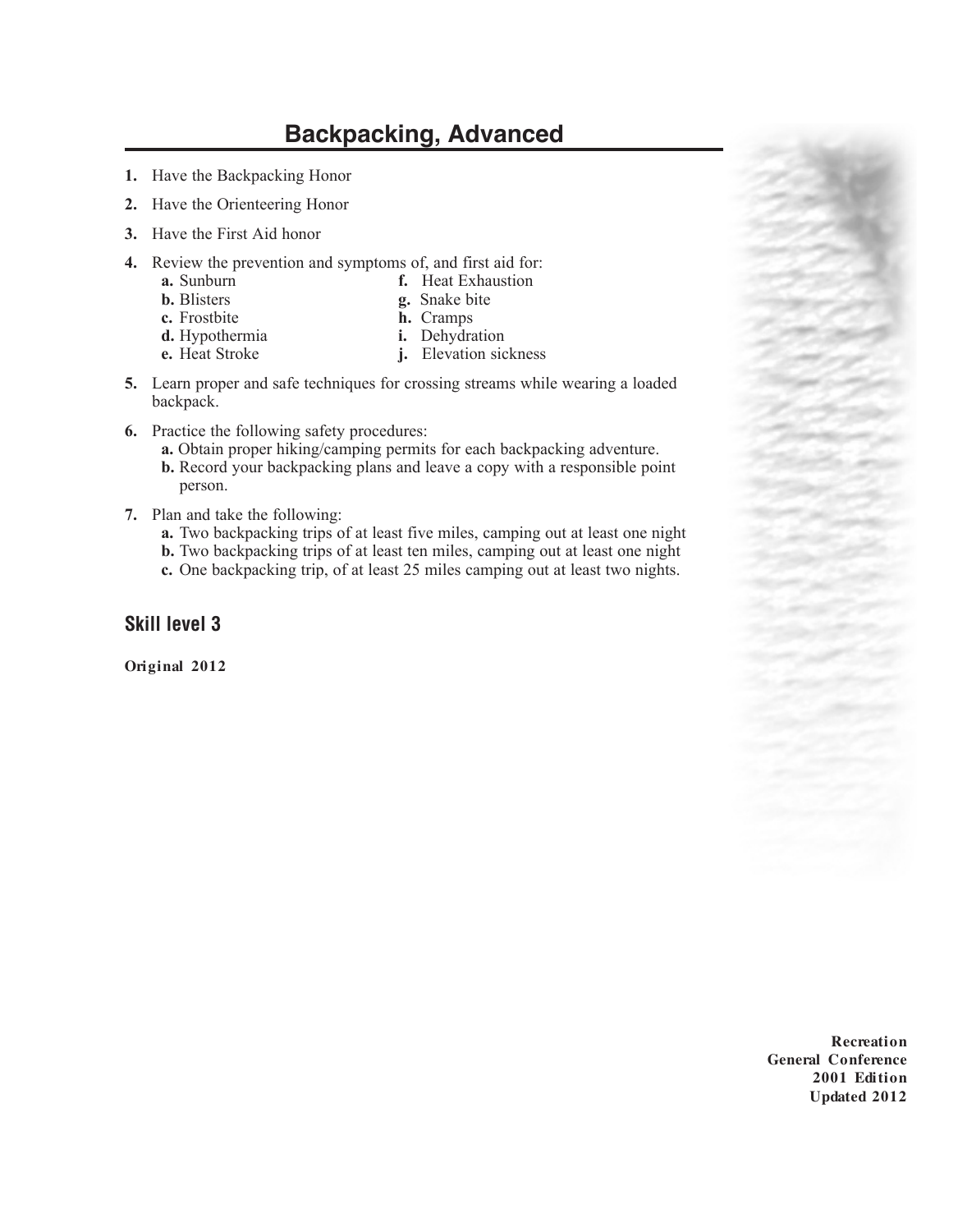# Backpacking, Advanced

1. Have the Backpacking Honor
2. Have the Orienteering Honor
3. Have the First Aid honor
4. Review the prevention and symptoms of, and first aid for:
   - **a.** Sunburn
   - **b.** Blisters
   - **c.** Frostbite
   - **d.** Hypothermia
   - **e.** Heat Stroke
   - **f.** Heat Exhaustion
   - **g.** Snake bite
   - **h.** Cramps
   - **i.** Dehydration
   - **j.** Elevation sickness
5. Learn proper and safe techniques for crossing streams while wearing a loaded backpack.
6. Practice the following safety procedures:
   - **a.** Obtain proper hiking/camping permits for each backpacking adventure.
   - **b.** Record your backpacking plans and leave a copy with a responsible point person.
7. Plan and take the following:
   - **a.** Two backpacking trips of at least five miles, camping out at least one night
   - **b.** Two backpacking trips of at least ten miles, camping out at least one night
   - **c.** One backpacking trip, of at least 25 miles camping out at least two nights.

## Skill level 3

**Original 2012**

**Recreation**
**General Conference**
**2001 Edition**
**Updated 2012**